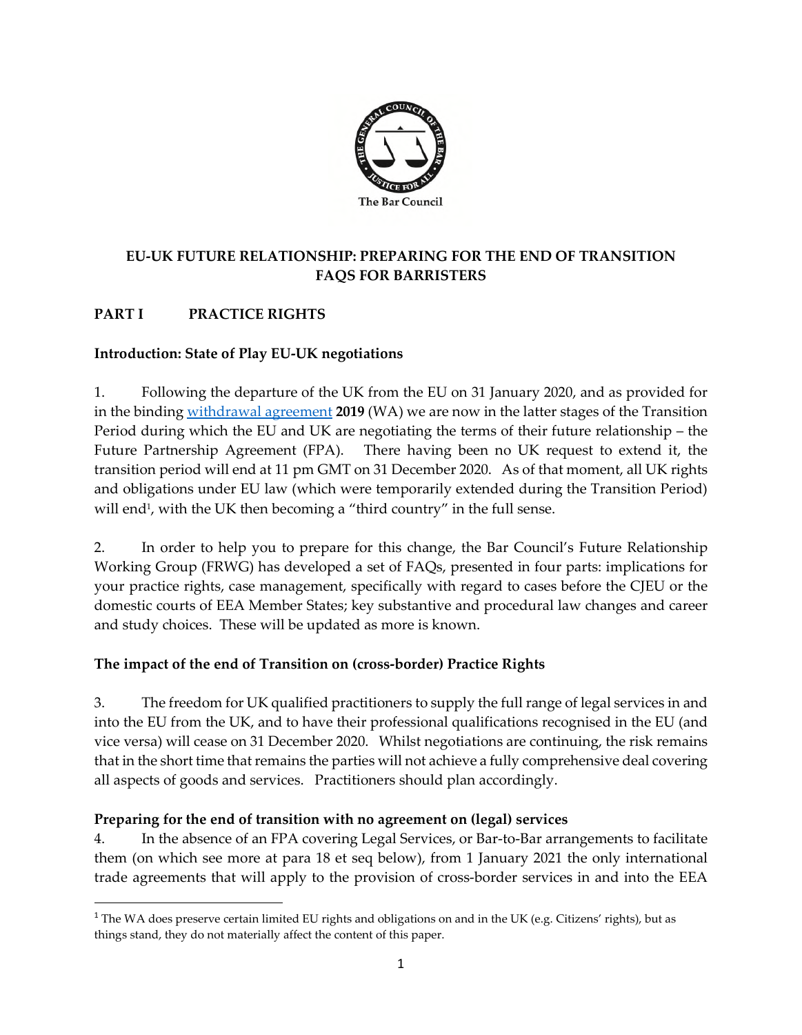The Bar Council

**EU-UK FUTURE RELATIONSHIP: PREPARING FOR THE END OF TRANSITION**
**FAQS FOR BARRISTERS**

## PART I PRACTICE RIGHTS

### Introduction: State of Play EU-UK negotiations

1. Following the departure of the UK from the EU on 31 January 2020, and as provided for in the binding withdrawal agreement **2019** (WA) we are now in the latter stages of the Transition Period during which the EU and UK are negotiating the terms of their future relationship – the Future Partnership Agreement (FPA). There having been no UK request to extend it, the transition period will end at 11 pm GMT on 31 December 2020. As of that moment, all UK rights and obligations under EU law (which were temporarily extended during the Transition Period) will end[1], with the UK then becoming a "third country" in the full sense.

2. In order to help you to prepare for this change, the Bar Council's Future Relationship Working Group (FRWG) has developed a set of FAQs, presented in four parts: implications for your practice rights, case management, specifically with regard to cases before the CJEU or the domestic courts of EEA Member States; key substantive and procedural law changes and career and study choices. These will be updated as more is known.

### The impact of the end of Transition on (cross-border) Practice Rights

3. The freedom for UK qualified practitioners to supply the full range of legal services in and into the EU from the UK, and to have their professional qualifications recognised in the EU (and vice versa) will cease on 31 December 2020. Whilst negotiations are continuing, the risk remains that in the short time that remains the parties will not achieve a fully comprehensive deal covering all aspects of goods and services. Practitioners should plan accordingly.

### Preparing for the end of transition with no agreement on (legal) services

4. In the absence of an FPA covering Legal Services, or Bar-to-Bar arrangements to facilitate them (on which see more at para 18 et seq below), from 1 January 2021 the only international trade agreements that will apply to the provision of cross-border services in and into the EEA

[1] The WA does preserve certain limited EU rights and obligations on and in the UK (e.g. Citizens' rights), but as things stand, they do not materially affect the content of this paper.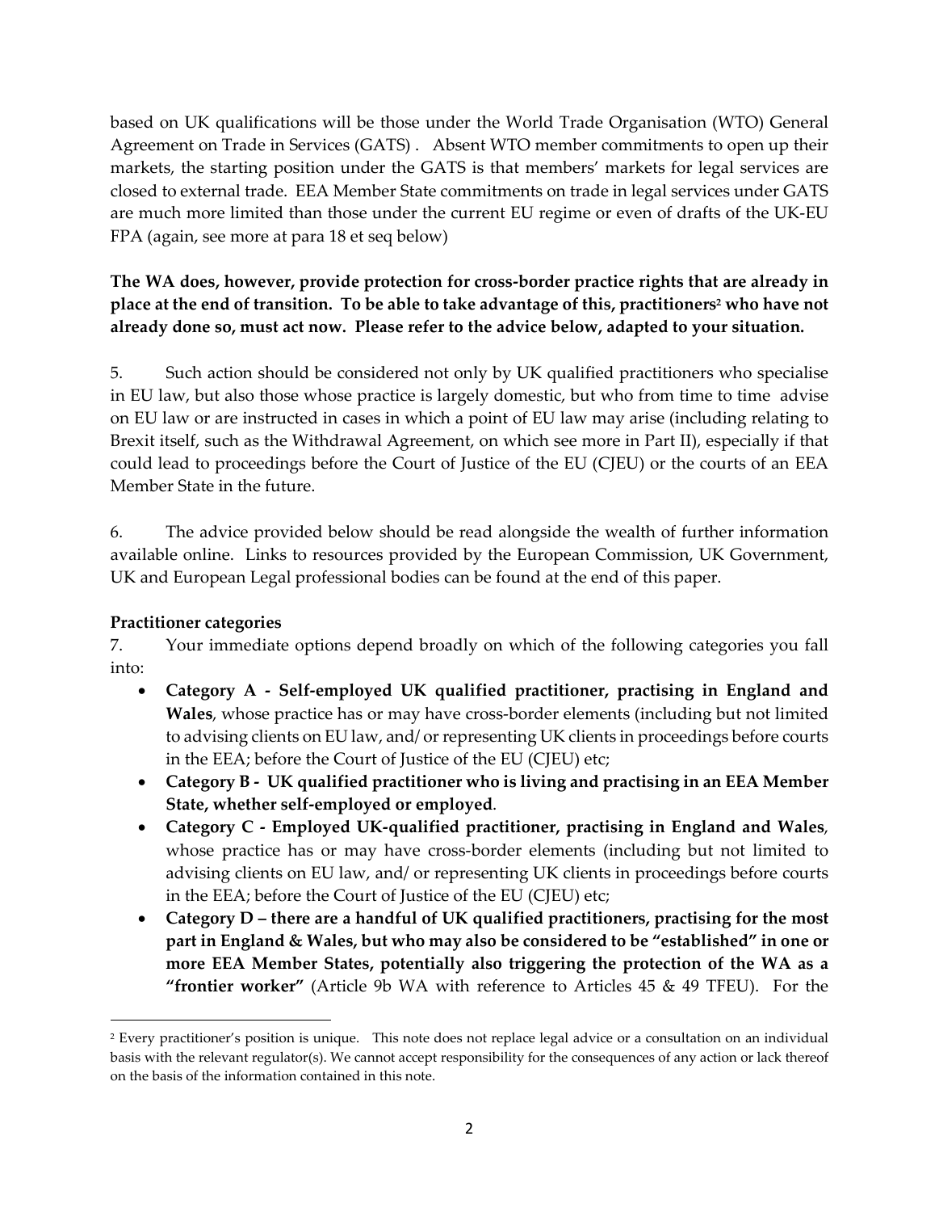based on UK qualifications will be those under the World Trade Organisation (WTO) General Agreement on Trade in Services (GATS) . Absent WTO member commitments to open up their markets, the starting position under the GATS is that members' markets for legal services are closed to external trade. EEA Member State commitments on trade in legal services under GATS are much more limited than those under the current EU regime or even of drafts of the UK-EU FPA (again, see more at para 18 et seq below)

**The WA does, however, provide protection for cross-border practice rights that are already in place at the end of transition. To be able to take advantage of this, practitioners[2] who have not already done so, must act now. Please refer to the advice below, adapted to your situation.**

5. Such action should be considered not only by UK qualified practitioners who specialise in EU law, but also those whose practice is largely domestic, but who from time to time advise on EU law or are instructed in cases in which a point of EU law may arise (including relating to Brexit itself, such as the Withdrawal Agreement, on which see more in Part II), especially if that could lead to proceedings before the Court of Justice of the EU (CJEU) or the courts of an EEA Member State in the future.

6. The advice provided below should be read alongside the wealth of further information available online. Links to resources provided by the European Commission, UK Government, UK and European Legal professional bodies can be found at the end of this paper.

**Practitioner categories**

7. Your immediate options depend broadly on which of the following categories you fall into:

- **Category A - Self-employed UK qualified practitioner, practising in England and Wales**, whose practice has or may have cross-border elements (including but not limited to advising clients on EU law, and/ or representing UK clients in proceedings before courts in the EEA; before the Court of Justice of the EU (CJEU) etc;
- **Category B - UK qualified practitioner who is living and practising in an EEA Member State, whether self-employed or employed**.
- **Category C - Employed UK-qualified practitioner, practising in England and Wales**, whose practice has or may have cross-border elements (including but not limited to advising clients on EU law, and/ or representing UK clients in proceedings before courts in the EEA; before the Court of Justice of the EU (CJEU) etc;
- **Category D – there are a handful of UK qualified practitioners, practising for the most part in England & Wales, but who may also be considered to be "established" in one or more EEA Member States, potentially also triggering the protection of the WA as a "frontier worker"** (Article 9b WA with reference to Articles 45 & 49 TFEU). For the

[2] Every practitioner's position is unique. This note does not replace legal advice or a consultation on an individual basis with the relevant regulator(s). We cannot accept responsibility for the consequences of any action or lack thereof on the basis of the information contained in this note.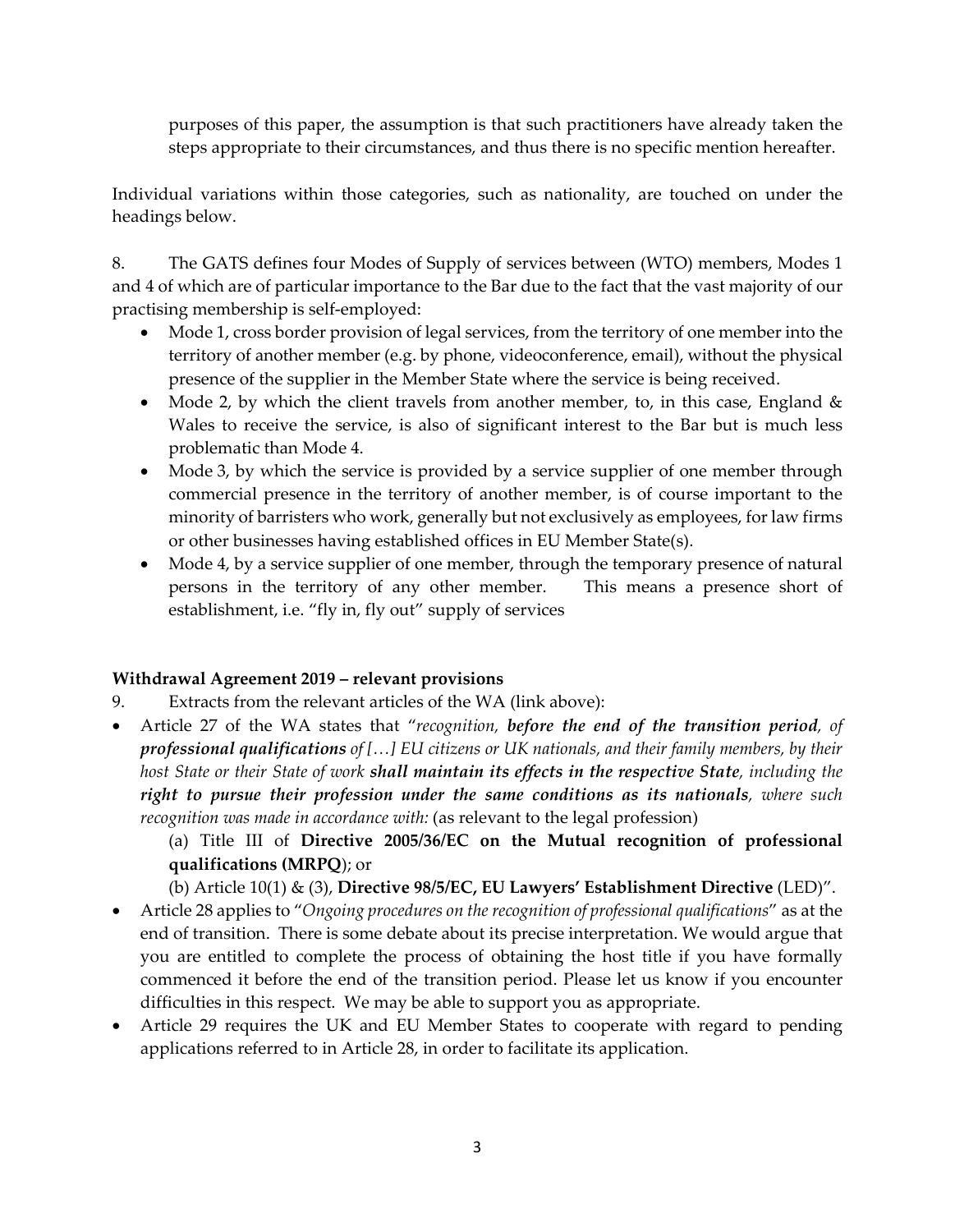purposes of this paper, the assumption is that such practitioners have already taken the steps appropriate to their circumstances, and thus there is no specific mention hereafter.

Individual variations within those categories, such as nationality, are touched on under the headings below.

8. The GATS defines four Modes of Supply of services between (WTO) members, Modes 1 and 4 of which are of particular importance to the Bar due to the fact that the vast majority of our practising membership is self-employed:

- Mode 1, cross border provision of legal services, from the territory of one member into the territory of another member (e.g. by phone, videoconference, email), without the physical presence of the supplier in the Member State where the service is being received.
- Mode 2, by which the client travels from another member, to, in this case, England & Wales to receive the service, is also of significant interest to the Bar but is much less problematic than Mode 4.
- Mode 3, by which the service is provided by a service supplier of one member through commercial presence in the territory of another member, is of course important to the minority of barristers who work, generally but not exclusively as employees, for law firms or other businesses having established offices in EU Member State(s).
- Mode 4, by a service supplier of one member, through the temporary presence of natural persons in the territory of any other member. This means a presence short of establishment, i.e. "fly in, fly out" supply of services

**Withdrawal Agreement 2019 – relevant provisions**

9. Extracts from the relevant articles of the WA (link above):

- Article 27 of the WA states that "*recognition, **before the end of the transition period**, of **professional qualifications** of […] EU citizens or UK nationals, and their family members, by their host State or their State of work **shall maintain its effects in the respective State**, including the **right to pursue their profession under the same conditions as its nationals**, where such recognition was made in accordance with:* (as relevant to the legal profession)

  (a) Title III of **Directive 2005/36/EC on the Mutual recognition of professional qualifications (MRPQ)**; or

  (b) Article 10(1) & (3), **Directive 98/5/EC, EU Lawyers' Establishment Directive** (LED)".
- Article 28 applies to "*Ongoing procedures on the recognition of professional qualifications*" as at the end of transition. There is some debate about its precise interpretation. We would argue that you are entitled to complete the process of obtaining the host title if you have formally commenced it before the end of the transition period. Please let us know if you encounter difficulties in this respect. We may be able to support you as appropriate.
- Article 29 requires the UK and EU Member States to cooperate with regard to pending applications referred to in Article 28, in order to facilitate its application.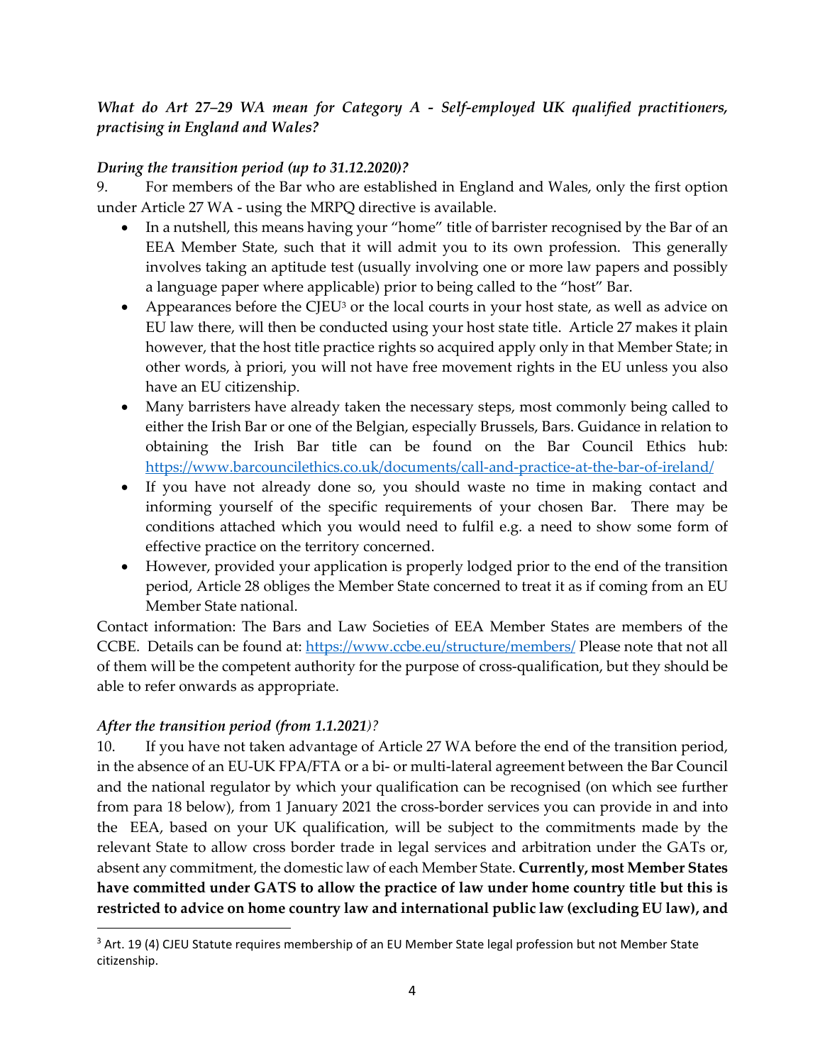*What do Art 27–29 WA mean for Category A - Self-employed UK qualified practitioners, practising in England and Wales?*

*During the transition period (up to 31.12.2020)?*

9. For members of the Bar who are established in England and Wales, only the first option under Article 27 WA - using the MRPQ directive is available.

- In a nutshell, this means having your "home" title of barrister recognised by the Bar of an EEA Member State, such that it will admit you to its own profession. This generally involves taking an aptitude test (usually involving one or more law papers and possibly a language paper where applicable) prior to being called to the "host" Bar.
- Appearances before the CJEU[3] or the local courts in your host state, as well as advice on EU law there, will then be conducted using your host state title. Article 27 makes it plain however, that the host title practice rights so acquired apply only in that Member State; in other words, à priori, you will not have free movement rights in the EU unless you also have an EU citizenship.
- Many barristers have already taken the necessary steps, most commonly being called to either the Irish Bar or one of the Belgian, especially Brussels, Bars. Guidance in relation to obtaining the Irish Bar title can be found on the Bar Council Ethics hub: https://www.barcouncilethics.co.uk/documents/call-and-practice-at-the-bar-of-ireland/
- If you have not already done so, you should waste no time in making contact and informing yourself of the specific requirements of your chosen Bar. There may be conditions attached which you would need to fulfil e.g. a need to show some form of effective practice on the territory concerned.
- However, provided your application is properly lodged prior to the end of the transition period, Article 28 obliges the Member State concerned to treat it as if coming from an EU Member State national.

Contact information: The Bars and Law Societies of EEA Member States are members of the CCBE. Details can be found at: https://www.ccbe.eu/structure/members/ Please note that not all of them will be the competent authority for the purpose of cross-qualification, but they should be able to refer onwards as appropriate.

*After the transition period (from 1.1.2021)?*

10. If you have not taken advantage of Article 27 WA before the end of the transition period, in the absence of an EU-UK FPA/FTA or a bi- or multi-lateral agreement between the Bar Council and the national regulator by which your qualification can be recognised (on which see further from para 18 below), from 1 January 2021 the cross-border services you can provide in and into the EEA, based on your UK qualification, will be subject to the commitments made by the relevant State to allow cross border trade in legal services and arbitration under the GATs or, absent any commitment, the domestic law of each Member State. **Currently, most Member States have committed under GATS to allow the practice of law under home country title but this is restricted to advice on home country law and international public law (excluding EU law), and**

[3] Art. 19 (4) CJEU Statute requires membership of an EU Member State legal profession but not Member State citizenship.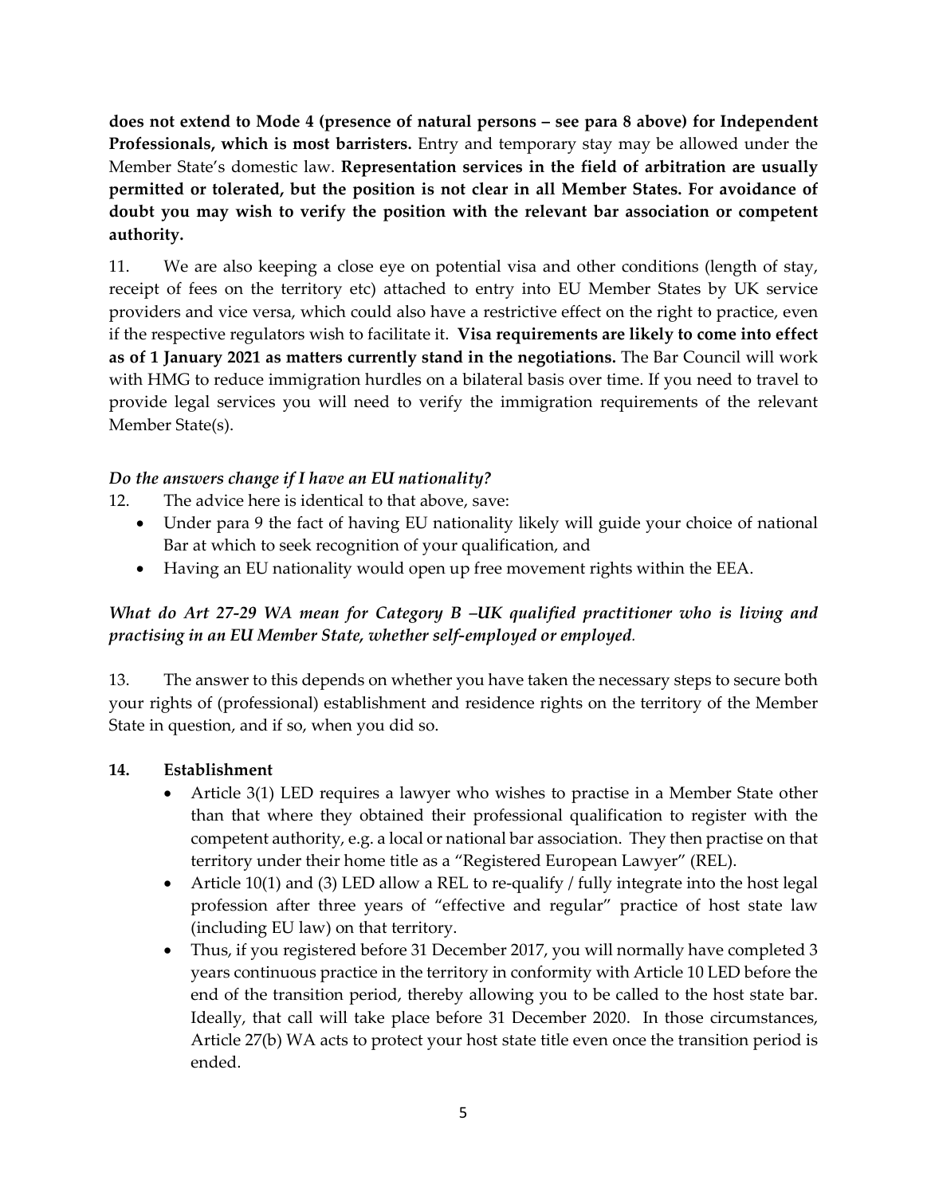**does not extend to Mode 4 (presence of natural persons – see para 8 above) for Independent Professionals, which is most barristers.** Entry and temporary stay may be allowed under the Member State's domestic law. **Representation services in the field of arbitration are usually permitted or tolerated, but the position is not clear in all Member States. For avoidance of doubt you may wish to verify the position with the relevant bar association or competent authority.**

11. We are also keeping a close eye on potential visa and other conditions (length of stay, receipt of fees on the territory etc) attached to entry into EU Member States by UK service providers and vice versa, which could also have a restrictive effect on the right to practice, even if the respective regulators wish to facilitate it. **Visa requirements are likely to come into effect as of 1 January 2021 as matters currently stand in the negotiations.** The Bar Council will work with HMG to reduce immigration hurdles on a bilateral basis over time. If you need to travel to provide legal services you will need to verify the immigration requirements of the relevant Member State(s).

### *Do the answers change if I have an EU nationality?*

12. The advice here is identical to that above, save:

- Under para 9 the fact of having EU nationality likely will guide your choice of national Bar at which to seek recognition of your qualification, and
- Having an EU nationality would open up free movement rights within the EEA.

### *What do Art 27-29 WA mean for Category B –UK qualified practitioner who is living and practising in an EU Member State, whether self-employed or employed.*

13. The answer to this depends on whether you have taken the necessary steps to secure both your rights of (professional) establishment and residence rights on the territory of the Member State in question, and if so, when you did so.

**14. Establishment**

- Article 3(1) LED requires a lawyer who wishes to practise in a Member State other than that where they obtained their professional qualification to register with the competent authority, e.g. a local or national bar association. They then practise on that territory under their home title as a "Registered European Lawyer" (REL).
- Article 10(1) and (3) LED allow a REL to re-qualify / fully integrate into the host legal profession after three years of "effective and regular" practice of host state law (including EU law) on that territory.
- Thus, if you registered before 31 December 2017, you will normally have completed 3 years continuous practice in the territory in conformity with Article 10 LED before the end of the transition period, thereby allowing you to be called to the host state bar. Ideally, that call will take place before 31 December 2020. In those circumstances, Article 27(b) WA acts to protect your host state title even once the transition period is ended.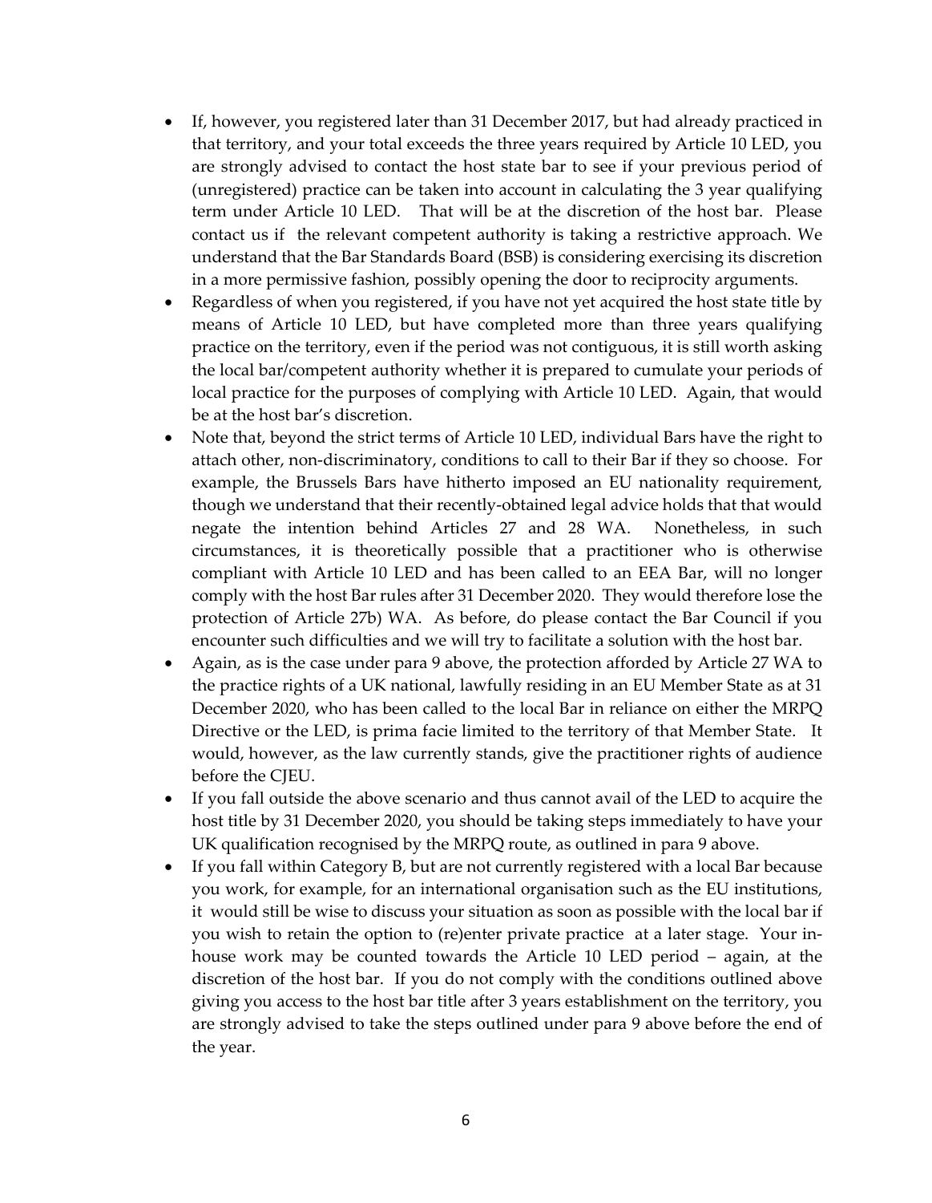- If, however, you registered later than 31 December 2017, but had already practiced in that territory, and your total exceeds the three years required by Article 10 LED, you are strongly advised to contact the host state bar to see if your previous period of (unregistered) practice can be taken into account in calculating the 3 year qualifying term under Article 10 LED. That will be at the discretion of the host bar. Please contact us if the relevant competent authority is taking a restrictive approach. We understand that the Bar Standards Board (BSB) is considering exercising its discretion in a more permissive fashion, possibly opening the door to reciprocity arguments.
- Regardless of when you registered, if you have not yet acquired the host state title by means of Article 10 LED, but have completed more than three years qualifying practice on the territory, even if the period was not contiguous, it is still worth asking the local bar/competent authority whether it is prepared to cumulate your periods of local practice for the purposes of complying with Article 10 LED. Again, that would be at the host bar's discretion.
- Note that, beyond the strict terms of Article 10 LED, individual Bars have the right to attach other, non-discriminatory, conditions to call to their Bar if they so choose. For example, the Brussels Bars have hitherto imposed an EU nationality requirement, though we understand that their recently-obtained legal advice holds that that would negate the intention behind Articles 27 and 28 WA. Nonetheless, in such circumstances, it is theoretically possible that a practitioner who is otherwise compliant with Article 10 LED and has been called to an EEA Bar, will no longer comply with the host Bar rules after 31 December 2020. They would therefore lose the protection of Article 27b) WA. As before, do please contact the Bar Council if you encounter such difficulties and we will try to facilitate a solution with the host bar.
- Again, as is the case under para 9 above, the protection afforded by Article 27 WA to the practice rights of a UK national, lawfully residing in an EU Member State as at 31 December 2020, who has been called to the local Bar in reliance on either the MRPQ Directive or the LED, is prima facie limited to the territory of that Member State. It would, however, as the law currently stands, give the practitioner rights of audience before the CJEU.
- If you fall outside the above scenario and thus cannot avail of the LED to acquire the host title by 31 December 2020, you should be taking steps immediately to have your UK qualification recognised by the MRPQ route, as outlined in para 9 above.
- If you fall within Category B, but are not currently registered with a local Bar because you work, for example, for an international organisation such as the EU institutions, it would still be wise to discuss your situation as soon as possible with the local bar if you wish to retain the option to (re)enter private practice at a later stage. Your in-house work may be counted towards the Article 10 LED period – again, at the discretion of the host bar. If you do not comply with the conditions outlined above giving you access to the host bar title after 3 years establishment on the territory, you are strongly advised to take the steps outlined under para 9 above before the end of the year.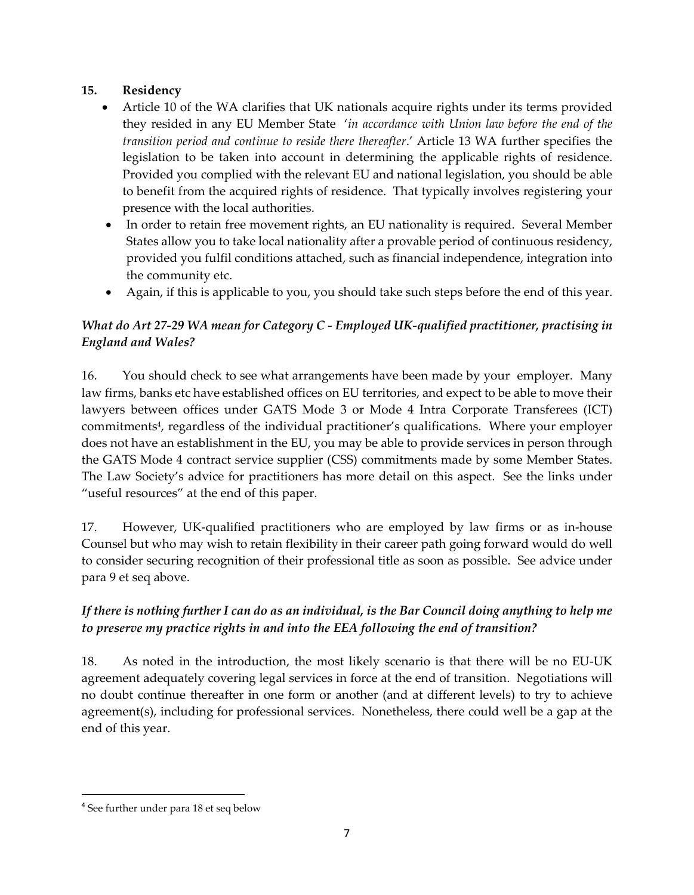### 15. Residency

- Article 10 of the WA clarifies that UK nationals acquire rights under its terms provided they resided in any EU Member State '*in accordance with Union law before the end of the transition period and continue to reside there thereafter*.' Article 13 WA further specifies the legislation to be taken into account in determining the applicable rights of residence. Provided you complied with the relevant EU and national legislation, you should be able to benefit from the acquired rights of residence. That typically involves registering your presence with the local authorities.
- In order to retain free movement rights, an EU nationality is required. Several Member States allow you to take local nationality after a provable period of continuous residency, provided you fulfil conditions attached, such as financial independence, integration into the community etc.
- Again, if this is applicable to you, you should take such steps before the end of this year.

### *What do Art 27-29 WA mean for Category C - Employed UK-qualified practitioner, practising in England and Wales?*

16. You should check to see what arrangements have been made by your employer. Many law firms, banks etc have established offices on EU territories, and expect to be able to move their lawyers between offices under GATS Mode 3 or Mode 4 Intra Corporate Transferees (ICT) commitments[4], regardless of the individual practitioner's qualifications. Where your employer does not have an establishment in the EU, you may be able to provide services in person through the GATS Mode 4 contract service supplier (CSS) commitments made by some Member States. The Law Society's advice for practitioners has more detail on this aspect. See the links under "useful resources" at the end of this paper.

17. However, UK-qualified practitioners who are employed by law firms or as in-house Counsel but who may wish to retain flexibility in their career path going forward would do well to consider securing recognition of their professional title as soon as possible. See advice under para 9 et seq above.

### *If there is nothing further I can do as an individual, is the Bar Council doing anything to help me to preserve my practice rights in and into the EEA following the end of transition?*

18. As noted in the introduction, the most likely scenario is that there will be no EU-UK agreement adequately covering legal services in force at the end of transition. Negotiations will no doubt continue thereafter in one form or another (and at different levels) to try to achieve agreement(s), including for professional services. Nonetheless, there could well be a gap at the end of this year.

---

[4] See further under para 18 et seq below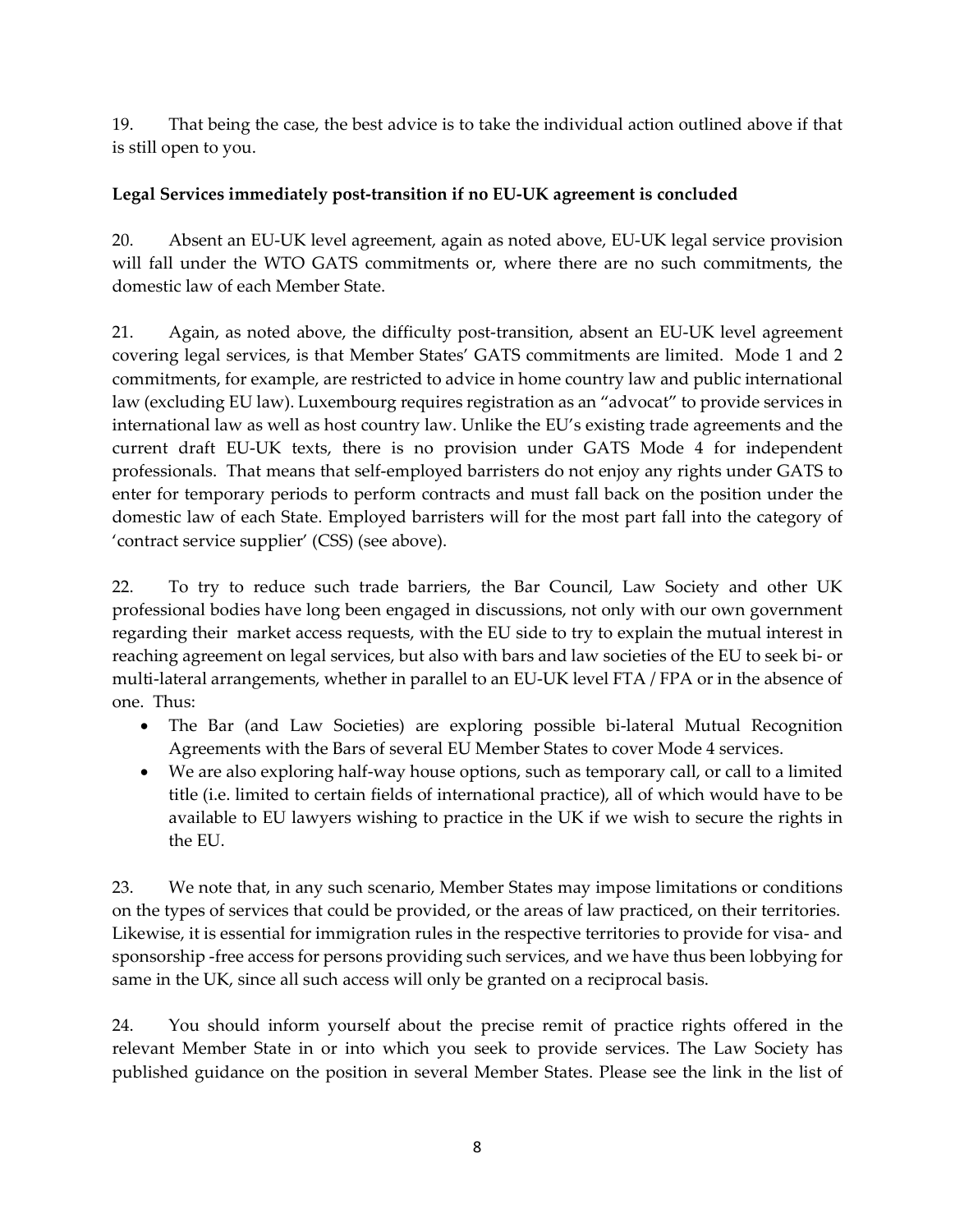19. That being the case, the best advice is to take the individual action outlined above if that is still open to you.

**Legal Services immediately post-transition if no EU-UK agreement is concluded**

20. Absent an EU-UK level agreement, again as noted above, EU-UK legal service provision will fall under the WTO GATS commitments or, where there are no such commitments, the domestic law of each Member State.

21. Again, as noted above, the difficulty post-transition, absent an EU-UK level agreement covering legal services, is that Member States' GATS commitments are limited. Mode 1 and 2 commitments, for example, are restricted to advice in home country law and public international law (excluding EU law). Luxembourg requires registration as an "advocat" to provide services in international law as well as host country law. Unlike the EU's existing trade agreements and the current draft EU-UK texts, there is no provision under GATS Mode 4 for independent professionals. That means that self-employed barristers do not enjoy any rights under GATS to enter for temporary periods to perform contracts and must fall back on the position under the domestic law of each State. Employed barristers will for the most part fall into the category of 'contract service supplier' (CSS) (see above).

22. To try to reduce such trade barriers, the Bar Council, Law Society and other UK professional bodies have long been engaged in discussions, not only with our own government regarding their market access requests, with the EU side to try to explain the mutual interest in reaching agreement on legal services, but also with bars and law societies of the EU to seek bi- or multi-lateral arrangements, whether in parallel to an EU-UK level FTA / FPA or in the absence of one. Thus:

- The Bar (and Law Societies) are exploring possible bi-lateral Mutual Recognition Agreements with the Bars of several EU Member States to cover Mode 4 services.
- We are also exploring half-way house options, such as temporary call, or call to a limited title (i.e. limited to certain fields of international practice), all of which would have to be available to EU lawyers wishing to practice in the UK if we wish to secure the rights in the EU.

23. We note that, in any such scenario, Member States may impose limitations or conditions on the types of services that could be provided, or the areas of law practiced, on their territories. Likewise, it is essential for immigration rules in the respective territories to provide for visa- and sponsorship -free access for persons providing such services, and we have thus been lobbying for same in the UK, since all such access will only be granted on a reciprocal basis.

24. You should inform yourself about the precise remit of practice rights offered in the relevant Member State in or into which you seek to provide services. The Law Society has published guidance on the position in several Member States. Please see the link in the list of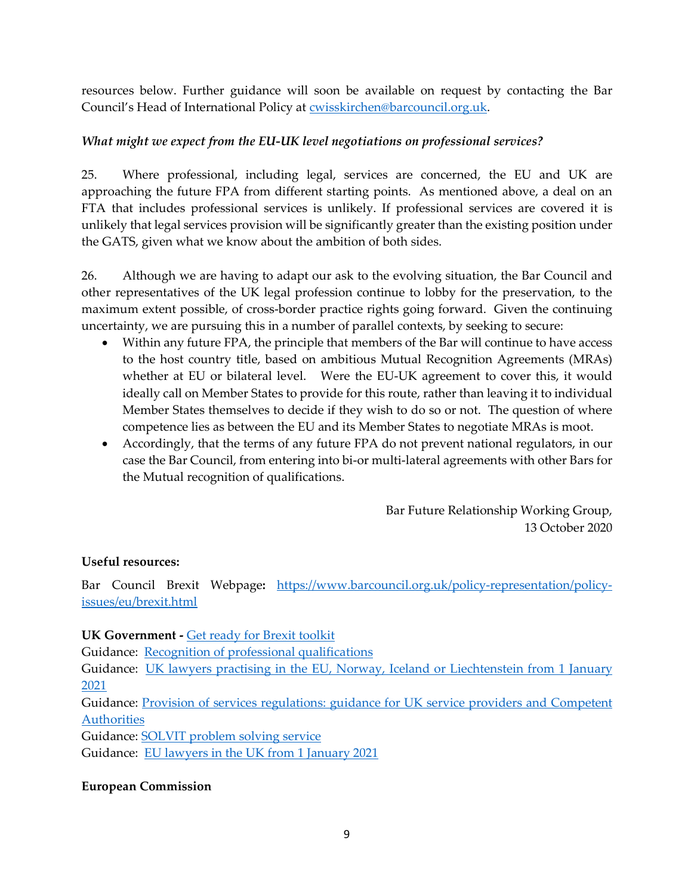resources below. Further guidance will soon be available on request by contacting the Bar Council's Head of International Policy at [cwisskirchen@barcouncil.org.uk](mailto:cwisskirchen@barcouncil.org.uk).

*What might we expect from the EU-UK level negotiations on professional services?*

25. Where professional, including legal, services are concerned, the EU and UK are approaching the future FPA from different starting points. As mentioned above, a deal on an FTA that includes professional services is unlikely. If professional services are covered it is unlikely that legal services provision will be significantly greater than the existing position under the GATS, given what we know about the ambition of both sides.

26. Although we are having to adapt our ask to the evolving situation, the Bar Council and other representatives of the UK legal profession continue to lobby for the preservation, to the maximum extent possible, of cross-border practice rights going forward. Given the continuing uncertainty, we are pursuing this in a number of parallel contexts, by seeking to secure:

- Within any future FPA, the principle that members of the Bar will continue to have access to the host country title, based on ambitious Mutual Recognition Agreements (MRAs) whether at EU or bilateral level. Were the EU-UK agreement to cover this, it would ideally call on Member States to provide for this route, rather than leaving it to individual Member States themselves to decide if they wish to do so or not. The question of where competence lies as between the EU and its Member States to negotiate MRAs is moot.
- Accordingly, that the terms of any future FPA do not prevent national regulators, in our case the Bar Council, from entering into bi-or multi-lateral agreements with other Bars for the Mutual recognition of qualifications.

Bar Future Relationship Working Group,
13 October 2020

**Useful resources:**

Bar Council Brexit Webpage**:** [https://www.barcouncil.org.uk/policy-representation/policy-issues/eu/brexit.html](https://www.barcouncil.org.uk/policy-representation/policy-issues/eu/brexit.html)

**UK Government -** Get ready for Brexit toolkit
Guidance: Recognition of professional qualifications
Guidance: UK lawyers practising in the EU, Norway, Iceland or Liechtenstein from 1 January 2021
Guidance: Provision of services regulations: guidance for UK service providers and Competent Authorities
Guidance: SOLVIT problem solving service
Guidance: EU lawyers in the UK from 1 January 2021

**European Commission**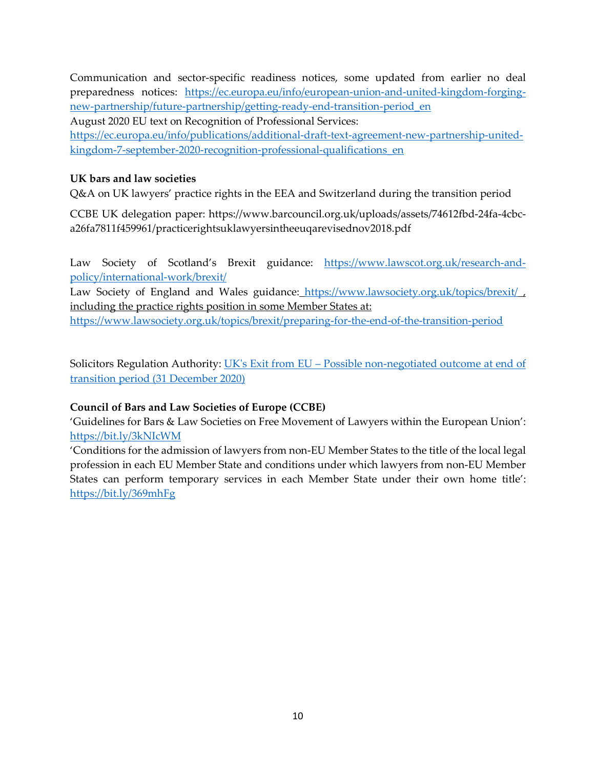Communication and sector-specific readiness notices, some updated from earlier no deal preparedness notices: https://ec.europa.eu/info/european-union-and-united-kingdom-forging-new-partnership/future-partnership/getting-ready-end-transition-period_en

August 2020 EU text on Recognition of Professional Services: https://ec.europa.eu/info/publications/additional-draft-text-agreement-new-partnership-united-kingdom-7-september-2020-recognition-professional-qualifications_en

**UK bars and law societies**

Q&A on UK lawyers' practice rights in the EEA and Switzerland during the transition period

CCBE UK delegation paper: https://www.barcouncil.org.uk/uploads/assets/74612fbd-24fa-4cbc-a26fa7811f459961/practicerightsuklawyersintheeuqarevisednov2018.pdf

Law Society of Scotland's Brexit guidance: https://www.lawscot.org.uk/research-and-policy/international-work/brexit/

Law Society of England and Wales guidance: https://www.lawsociety.org.uk/topics/brexit/ , including the practice rights position in some Member States at: https://www.lawsociety.org.uk/topics/brexit/preparing-for-the-end-of-the-transition-period

Solicitors Regulation Authority: UK's Exit from EU – Possible non-negotiated outcome at end of transition period (31 December 2020)

**Council of Bars and Law Societies of Europe (CCBE)**

'Guidelines for Bars & Law Societies on Free Movement of Lawyers within the European Union': https://bit.ly/3kNIcWM

'Conditions for the admission of lawyers from non-EU Member States to the title of the local legal profession in each EU Member State and conditions under which lawyers from non-EU Member States can perform temporary services in each Member State under their own home title': https://bit.ly/369mhFg